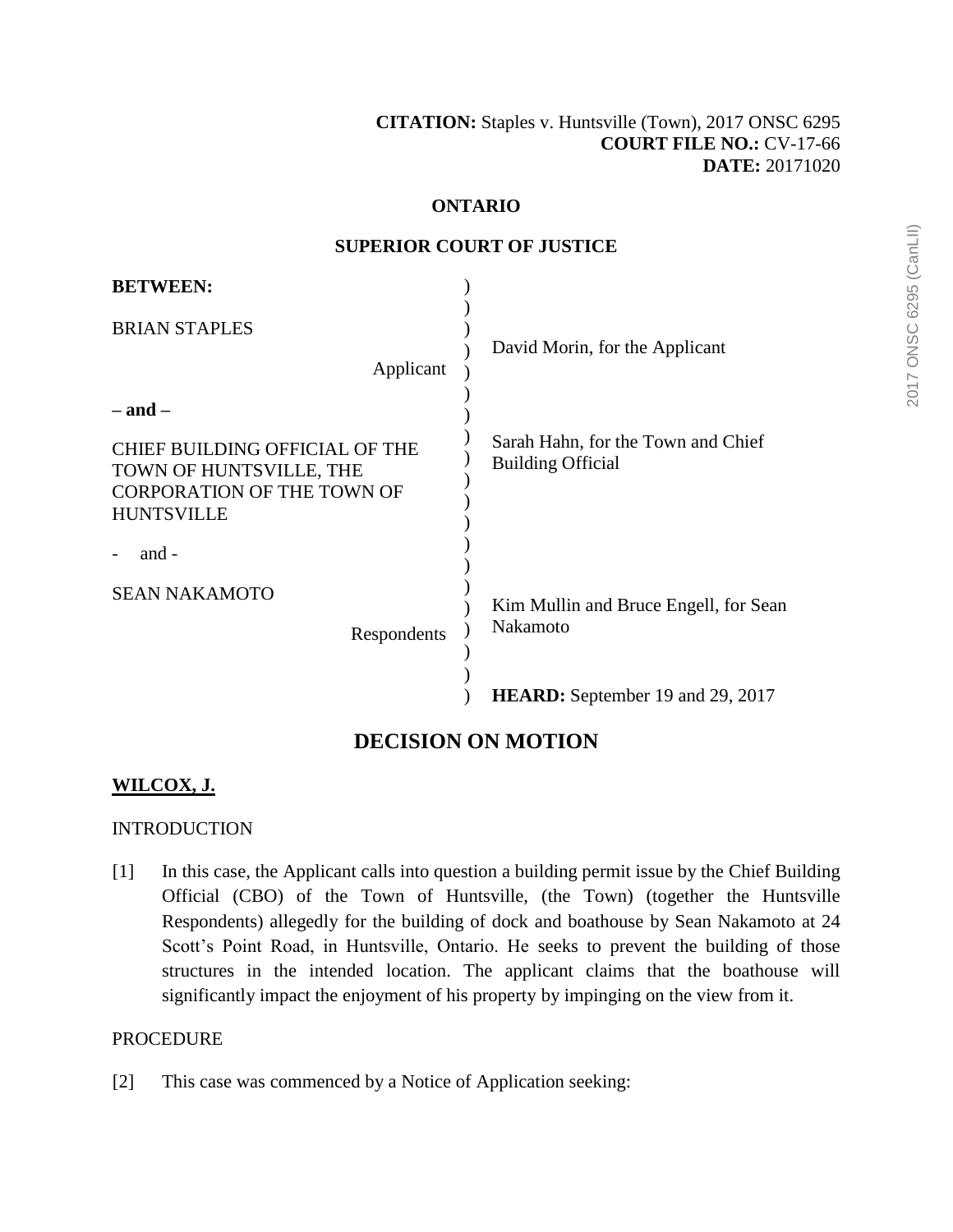**CITATION:** Staples v. Huntsville (Town), 2017 ONSC 6295
**COURT FILE NO.:** CV-17-66
**DATE:** 20171020

**ONTARIO**

**SUPERIOR COURT OF JUSTICE**

| | |
|---|---|
| **BETWEEN:** | |
| BRIAN STAPLES<br>Applicant | David Morin, for the Applicant |
| **– and –** | |
| CHIEF BUILDING OFFICIAL OF THE TOWN OF HUNTSVILLE, THE CORPORATION OF THE TOWN OF HUNTSVILLE | Sarah Hahn, for the Town and Chief Building Official |
| - and - | |
| SEAN NAKAMOTO<br>Respondents | Kim Mullin and Bruce Engell, for Sean Nakamoto |
| | **HEARD:** September 19 and 29, 2017 |

# DECISION ON MOTION

**WILCOX, J.**

INTRODUCTION

[1] In this case, the Applicant calls into question a building permit issue by the Chief Building Official (CBO) of the Town of Huntsville, (the Town) (together the Huntsville Respondents) allegedly for the building of dock and boathouse by Sean Nakamoto at 24 Scott's Point Road, in Huntsville, Ontario. He seeks to prevent the building of those structures in the intended location. The applicant claims that the boathouse will significantly impact the enjoyment of his property by impinging on the view from it.

PROCEDURE

[2] This case was commenced by a Notice of Application seeking: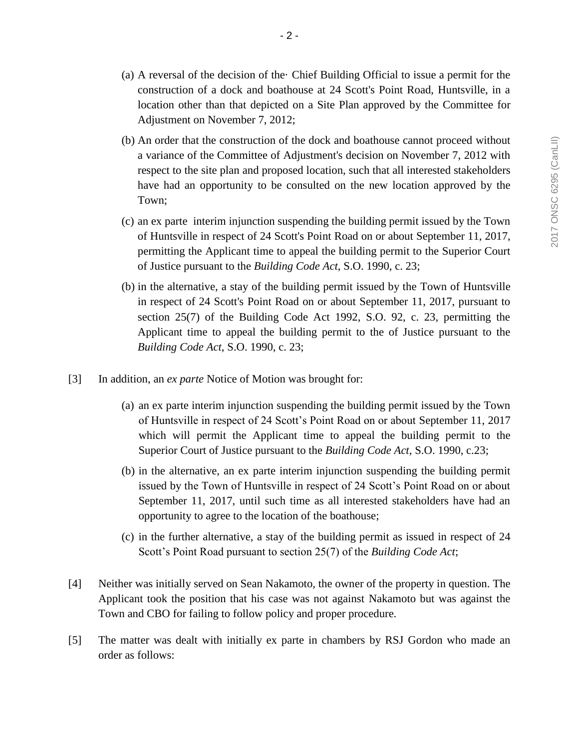(a) A reversal of the decision of the· Chief Building Official to issue a permit for the construction of a dock and boathouse at 24 Scott's Point Road, Huntsville, in a location other than that depicted on a Site Plan approved by the Committee for Adjustment on November 7, 2012;

(b) An order that the construction of the dock and boathouse cannot proceed without a variance of the Committee of Adjustment's decision on November 7, 2012 with respect to the site plan and proposed location, such that all interested stakeholders have had an opportunity to be consulted on the new location approved by the Town;

(c) an ex parte interim injunction suspending the building permit issued by the Town of Huntsville in respect of 24 Scott's Point Road on or about September 11, 2017, permitting the Applicant time to appeal the building permit to the Superior Court of Justice pursuant to the *Building Code Act*, S.O. 1990, c. 23;

(b) in the alternative, a stay of the building permit issued by the Town of Huntsville in respect of 24 Scott's Point Road on or about September 11, 2017, pursuant to section 25(7) of the Building Code Act 1992, S.O. 92, c. 23, permitting the Applicant time to appeal the building permit to the of Justice pursuant to the *Building Code Act*, S.O. 1990, c. 23;

[3] In addition, an *ex parte* Notice of Motion was brought for:

(a) an ex parte interim injunction suspending the building permit issued by the Town of Huntsville in respect of 24 Scott's Point Road on or about September 11, 2017 which will permit the Applicant time to appeal the building permit to the Superior Court of Justice pursuant to the *Building Code Act*, S.O. 1990, c.23;

(b) in the alternative, an ex parte interim injunction suspending the building permit issued by the Town of Huntsville in respect of 24 Scott's Point Road on or about September 11, 2017, until such time as all interested stakeholders have had an opportunity to agree to the location of the boathouse;

(c) in the further alternative, a stay of the building permit as issued in respect of 24 Scott's Point Road pursuant to section 25(7) of the *Building Code Act*;

[4] Neither was initially served on Sean Nakamoto, the owner of the property in question. The Applicant took the position that his case was not against Nakamoto but was against the Town and CBO for failing to follow policy and proper procedure.

[5] The matter was dealt with initially ex parte in chambers by RSJ Gordon who made an order as follows: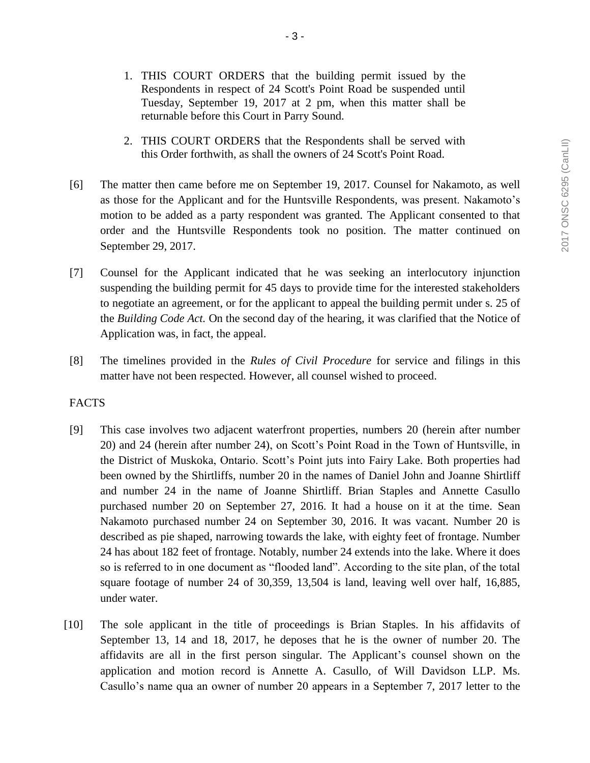1. THIS COURT ORDERS that the building permit issued by the Respondents in respect of 24 Scott's Point Road be suspended until Tuesday, September 19, 2017 at 2 pm, when this matter shall be returnable before this Court in Parry Sound.

2. THIS COURT ORDERS that the Respondents shall be served with this Order forthwith, as shall the owners of 24 Scott's Point Road.

[6] The matter then came before me on September 19, 2017. Counsel for Nakamoto, as well as those for the Applicant and for the Huntsville Respondents, was present. Nakamoto's motion to be added as a party respondent was granted. The Applicant consented to that order and the Huntsville Respondents took no position. The matter continued on September 29, 2017.

[7] Counsel for the Applicant indicated that he was seeking an interlocutory injunction suspending the building permit for 45 days to provide time for the interested stakeholders to negotiate an agreement, or for the applicant to appeal the building permit under s. 25 of the *Building Code Act.* On the second day of the hearing, it was clarified that the Notice of Application was, in fact, the appeal.

[8] The timelines provided in the *Rules of Civil Procedure* for service and filings in this matter have not been respected. However, all counsel wished to proceed.

## FACTS

[9] This case involves two adjacent waterfront properties, numbers 20 (herein after number 20) and 24 (herein after number 24), on Scott's Point Road in the Town of Huntsville, in the District of Muskoka, Ontario. Scott's Point juts into Fairy Lake. Both properties had been owned by the Shirtliffs, number 20 in the names of Daniel John and Joanne Shirtliff and number 24 in the name of Joanne Shirtliff. Brian Staples and Annette Casullo purchased number 20 on September 27, 2016. It had a house on it at the time. Sean Nakamoto purchased number 24 on September 30, 2016. It was vacant. Number 20 is described as pie shaped, narrowing towards the lake, with eighty feet of frontage. Number 24 has about 182 feet of frontage. Notably, number 24 extends into the lake. Where it does so is referred to in one document as "flooded land". According to the site plan, of the total square footage of number 24 of 30,359, 13,504 is land, leaving well over half, 16,885, under water.

[10] The sole applicant in the title of proceedings is Brian Staples. In his affidavits of September 13, 14 and 18, 2017, he deposes that he is the owner of number 20. The affidavits are all in the first person singular. The Applicant's counsel shown on the application and motion record is Annette A. Casullo, of Will Davidson LLP. Ms. Casullo's name qua an owner of number 20 appears in a September 7, 2017 letter to the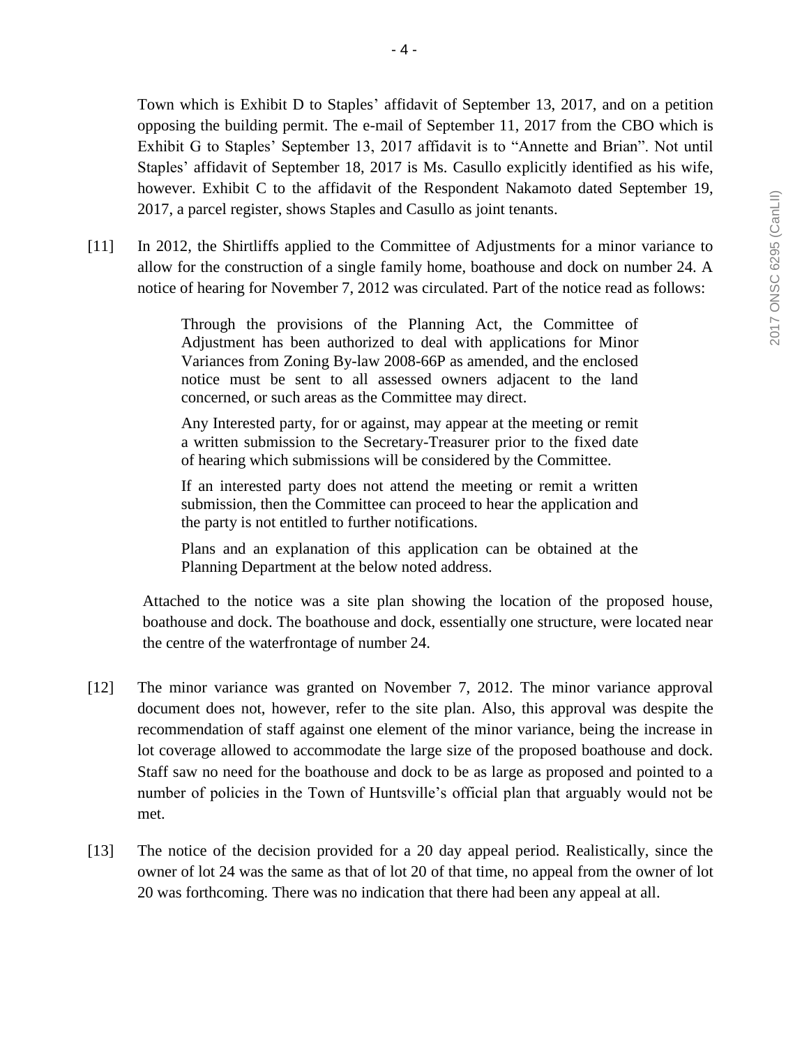Town which is Exhibit D to Staples' affidavit of September 13, 2017, and on a petition opposing the building permit. The e-mail of September 11, 2017 from the CBO which is Exhibit G to Staples' September 13, 2017 affidavit is to "Annette and Brian". Not until Staples' affidavit of September 18, 2017 is Ms. Casullo explicitly identified as his wife, however. Exhibit C to the affidavit of the Respondent Nakamoto dated September 19, 2017, a parcel register, shows Staples and Casullo as joint tenants.

[11] In 2012, the Shirtliffs applied to the Committee of Adjustments for a minor variance to allow for the construction of a single family home, boathouse and dock on number 24. A notice of hearing for November 7, 2012 was circulated. Part of the notice read as follows:

> Through the provisions of the Planning Act, the Committee of Adjustment has been authorized to deal with applications for Minor Variances from Zoning By-law 2008-66P as amended, and the enclosed notice must be sent to all assessed owners adjacent to the land concerned, or such areas as the Committee may direct.
>
> Any Interested party, for or against, may appear at the meeting or remit a written submission to the Secretary-Treasurer prior to the fixed date of hearing which submissions will be considered by the Committee.
>
> If an interested party does not attend the meeting or remit a written submission, then the Committee can proceed to hear the application and the party is not entitled to further notifications.
>
> Plans and an explanation of this application can be obtained at the Planning Department at the below noted address.

Attached to the notice was a site plan showing the location of the proposed house, boathouse and dock. The boathouse and dock, essentially one structure, were located near the centre of the waterfrontage of number 24.

[12] The minor variance was granted on November 7, 2012. The minor variance approval document does not, however, refer to the site plan. Also, this approval was despite the recommendation of staff against one element of the minor variance, being the increase in lot coverage allowed to accommodate the large size of the proposed boathouse and dock. Staff saw no need for the boathouse and dock to be as large as proposed and pointed to a number of policies in the Town of Huntsville's official plan that arguably would not be met.

[13] The notice of the decision provided for a 20 day appeal period. Realistically, since the owner of lot 24 was the same as that of lot 20 of that time, no appeal from the owner of lot 20 was forthcoming. There was no indication that there had been any appeal at all.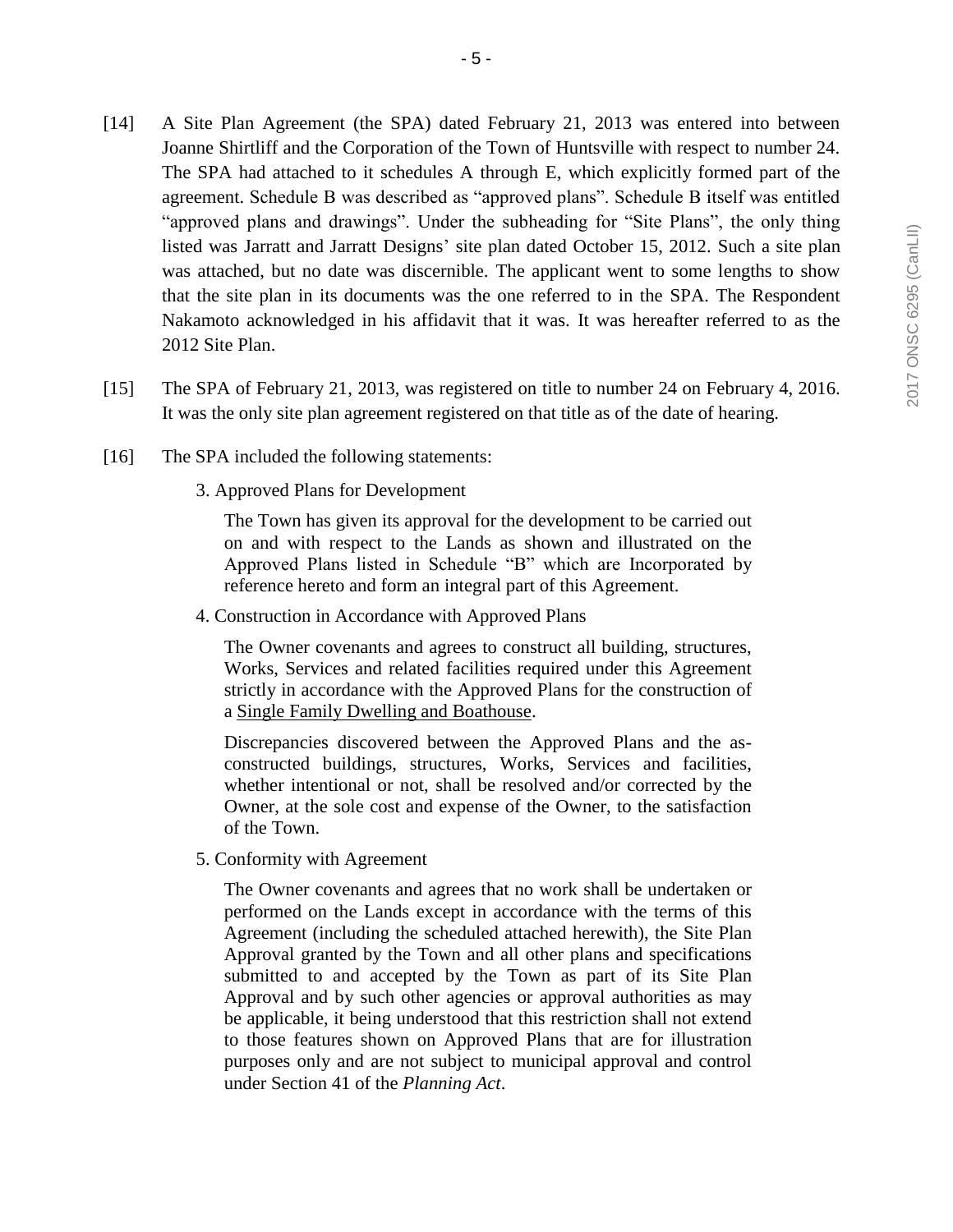[14] A Site Plan Agreement (the SPA) dated February 21, 2013 was entered into between Joanne Shirtliff and the Corporation of the Town of Huntsville with respect to number 24. The SPA had attached to it schedules A through E, which explicitly formed part of the agreement. Schedule B was described as "approved plans". Schedule B itself was entitled "approved plans and drawings". Under the subheading for "Site Plans", the only thing listed was Jarratt and Jarratt Designs' site plan dated October 15, 2012. Such a site plan was attached, but no date was discernible. The applicant went to some lengths to show that the site plan in its documents was the one referred to in the SPA. The Respondent Nakamoto acknowledged in his affidavit that it was. It was hereafter referred to as the 2012 Site Plan.

[15] The SPA of February 21, 2013, was registered on title to number 24 on February 4, 2016. It was the only site plan agreement registered on that title as of the date of hearing.

[16] The SPA included the following statements:

> 3. Approved Plans for Development
>
> The Town has given its approval for the development to be carried out on and with respect to the Lands as shown and illustrated on the Approved Plans listed in Schedule "B" which are Incorporated by reference hereto and form an integral part of this Agreement.
>
> 4. Construction in Accordance with Approved Plans
>
> The Owner covenants and agrees to construct all building, structures, Works, Services and related facilities required under this Agreement strictly in accordance with the Approved Plans for the construction of a <u>Single Family Dwelling and Boathouse</u>.
>
> Discrepancies discovered between the Approved Plans and the as-constructed buildings, structures, Works, Services and facilities, whether intentional or not, shall be resolved and/or corrected by the Owner, at the sole cost and expense of the Owner, to the satisfaction of the Town.
>
> 5. Conformity with Agreement
>
> The Owner covenants and agrees that no work shall be undertaken or performed on the Lands except in accordance with the terms of this Agreement (including the scheduled attached herewith), the Site Plan Approval granted by the Town and all other plans and specifications submitted to and accepted by the Town as part of its Site Plan Approval and by such other agencies or approval authorities as may be applicable, it being understood that this restriction shall not extend to those features shown on Approved Plans that are for illustration purposes only and are not subject to municipal approval and control under Section 41 of the *Planning Act*.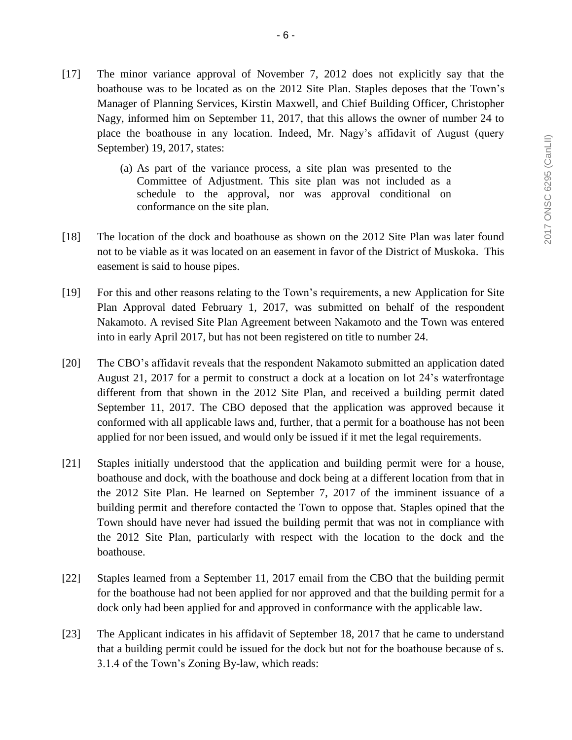[17] The minor variance approval of November 7, 2012 does not explicitly say that the boathouse was to be located as on the 2012 Site Plan. Staples deposes that the Town's Manager of Planning Services, Kirstin Maxwell, and Chief Building Officer, Christopher Nagy, informed him on September 11, 2017, that this allows the owner of number 24 to place the boathouse in any location. Indeed, Mr. Nagy's affidavit of August (query September) 19, 2017, states:

> (a) As part of the variance process, a site plan was presented to the Committee of Adjustment. This site plan was not included as a schedule to the approval, nor was approval conditional on conformance on the site plan.

[18] The location of the dock and boathouse as shown on the 2012 Site Plan was later found not to be viable as it was located on an easement in favor of the District of Muskoka. This easement is said to house pipes.

[19] For this and other reasons relating to the Town's requirements, a new Application for Site Plan Approval dated February 1, 2017, was submitted on behalf of the respondent Nakamoto. A revised Site Plan Agreement between Nakamoto and the Town was entered into in early April 2017, but has not been registered on title to number 24.

[20] The CBO's affidavit reveals that the respondent Nakamoto submitted an application dated August 21, 2017 for a permit to construct a dock at a location on lot 24's waterfrontage different from that shown in the 2012 Site Plan, and received a building permit dated September 11, 2017. The CBO deposed that the application was approved because it conformed with all applicable laws and, further, that a permit for a boathouse has not been applied for nor been issued, and would only be issued if it met the legal requirements.

[21] Staples initially understood that the application and building permit were for a house, boathouse and dock, with the boathouse and dock being at a different location from that in the 2012 Site Plan. He learned on September 7, 2017 of the imminent issuance of a building permit and therefore contacted the Town to oppose that. Staples opined that the Town should have never had issued the building permit that was not in compliance with the 2012 Site Plan, particularly with respect with the location to the dock and the boathouse.

[22] Staples learned from a September 11, 2017 email from the CBO that the building permit for the boathouse had not been applied for nor approved and that the building permit for a dock only had been applied for and approved in conformance with the applicable law.

[23] The Applicant indicates in his affidavit of September 18, 2017 that he came to understand that a building permit could be issued for the dock but not for the boathouse because of s. 3.1.4 of the Town's Zoning By-law, which reads: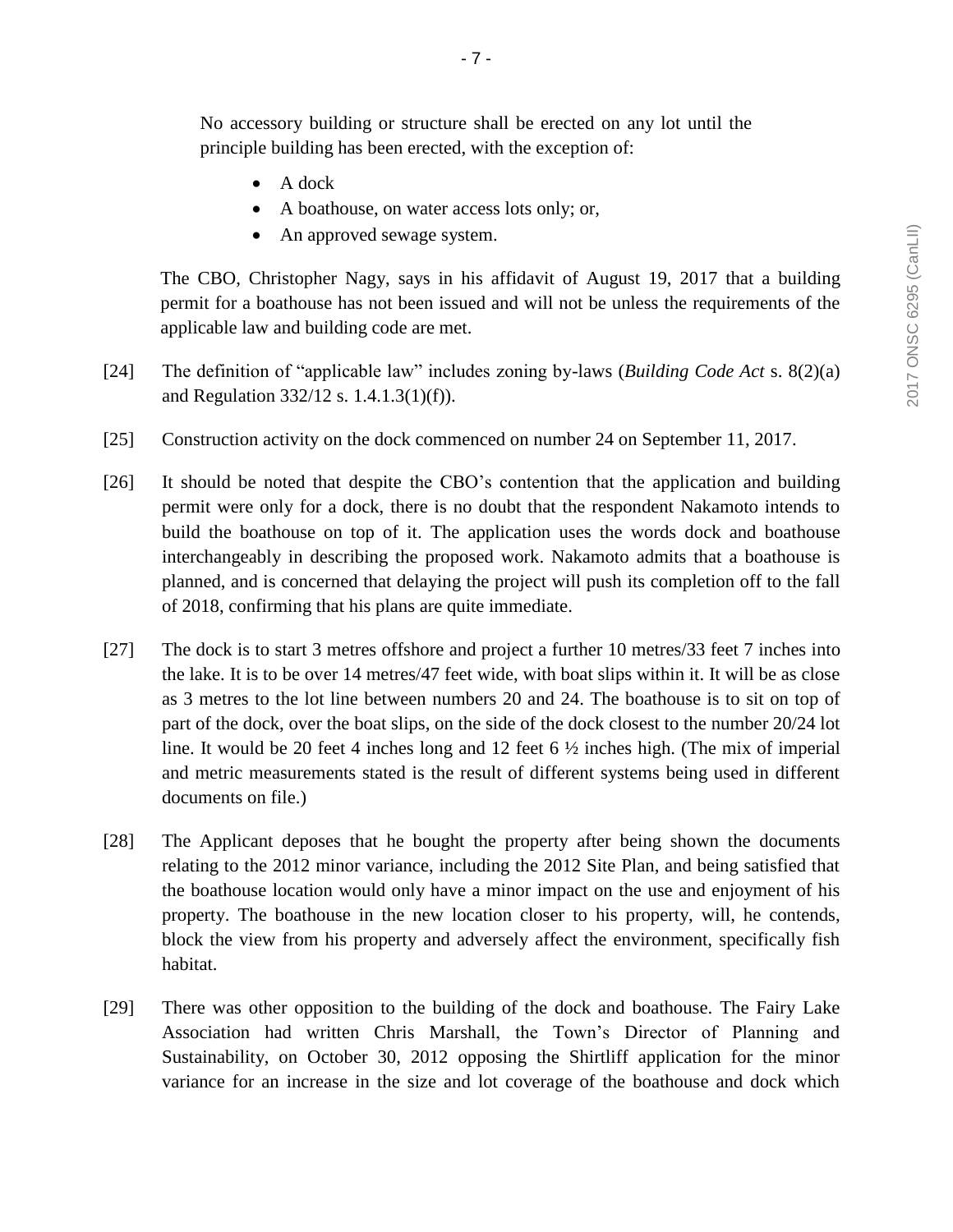No accessory building or structure shall be erected on any lot until the principle building has been erected, with the exception of:

- A dock
- A boathouse, on water access lots only; or,
- An approved sewage system.

The CBO, Christopher Nagy, says in his affidavit of August 19, 2017 that a building permit for a boathouse has not been issued and will not be unless the requirements of the applicable law and building code are met.

[24] The definition of "applicable law" includes zoning by-laws (*Building Code Act* s. 8(2)(a) and Regulation 332/12 s. 1.4.1.3(1)(f)).

[25] Construction activity on the dock commenced on number 24 on September 11, 2017.

[26] It should be noted that despite the CBO's contention that the application and building permit were only for a dock, there is no doubt that the respondent Nakamoto intends to build the boathouse on top of it. The application uses the words dock and boathouse interchangeably in describing the proposed work. Nakamoto admits that a boathouse is planned, and is concerned that delaying the project will push its completion off to the fall of 2018, confirming that his plans are quite immediate.

[27] The dock is to start 3 metres offshore and project a further 10 metres/33 feet 7 inches into the lake. It is to be over 14 metres/47 feet wide, with boat slips within it. It will be as close as 3 metres to the lot line between numbers 20 and 24. The boathouse is to sit on top of part of the dock, over the boat slips, on the side of the dock closest to the number 20/24 lot line. It would be 20 feet 4 inches long and 12 feet 6 ½ inches high. (The mix of imperial and metric measurements stated is the result of different systems being used in different documents on file.)

[28] The Applicant deposes that he bought the property after being shown the documents relating to the 2012 minor variance, including the 2012 Site Plan, and being satisfied that the boathouse location would only have a minor impact on the use and enjoyment of his property. The boathouse in the new location closer to his property, will, he contends, block the view from his property and adversely affect the environment, specifically fish habitat.

[29] There was other opposition to the building of the dock and boathouse. The Fairy Lake Association had written Chris Marshall, the Town's Director of Planning and Sustainability, on October 30, 2012 opposing the Shirtliff application for the minor variance for an increase in the size and lot coverage of the boathouse and dock which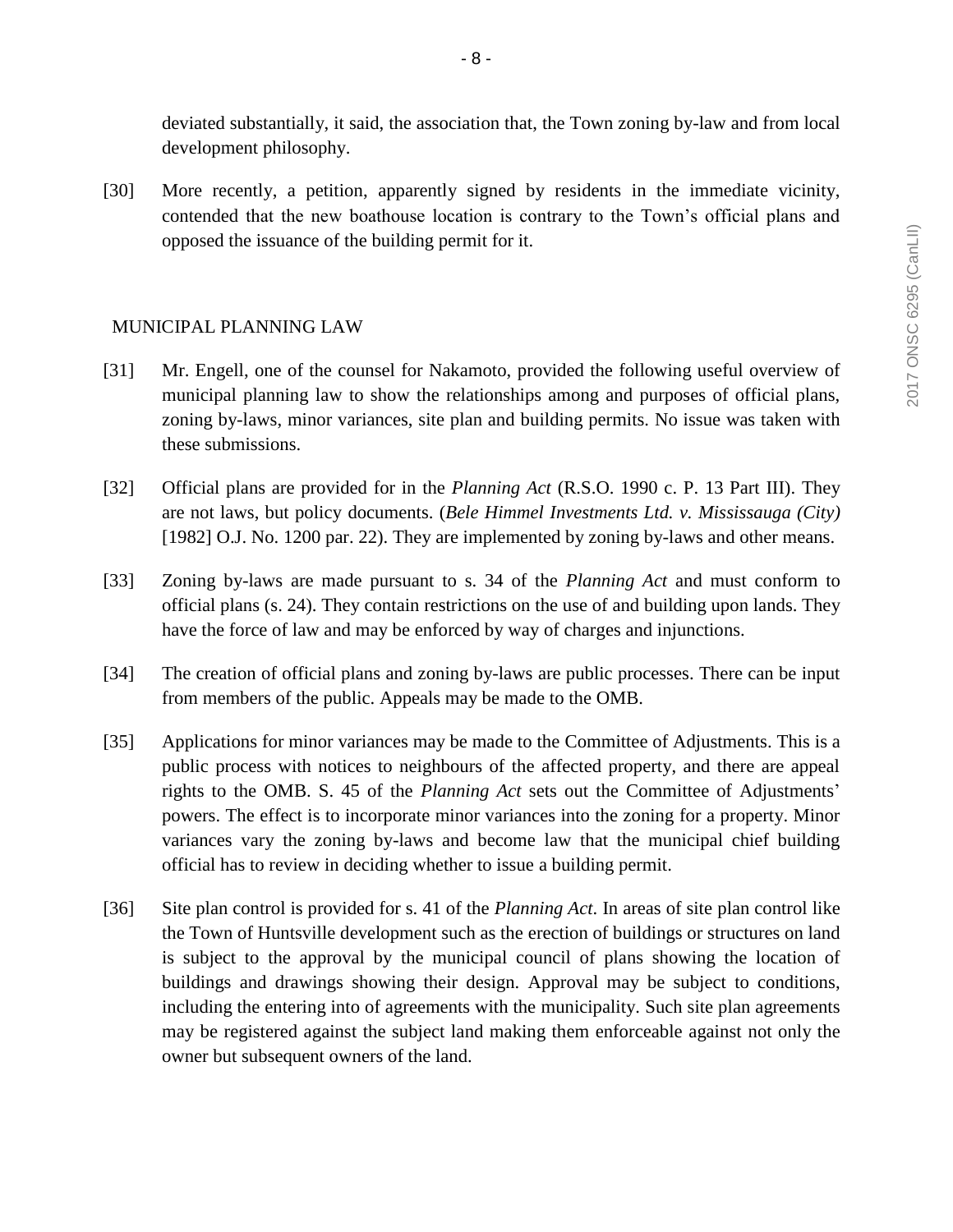deviated substantially, it said, the association that, the Town zoning by-law and from local development philosophy.

[30] More recently, a petition, apparently signed by residents in the immediate vicinity, contended that the new boathouse location is contrary to the Town's official plans and opposed the issuance of the building permit for it.

## MUNICIPAL PLANNING LAW

[31] Mr. Engell, one of the counsel for Nakamoto, provided the following useful overview of municipal planning law to show the relationships among and purposes of official plans, zoning by-laws, minor variances, site plan and building permits. No issue was taken with these submissions.

[32] Official plans are provided for in the *Planning Act* (R.S.O. 1990 c. P. 13 Part III). They are not laws, but policy documents. (*Bele Himmel Investments Ltd. v. Mississauga (City)* [1982] O.J. No. 1200 par. 22). They are implemented by zoning by-laws and other means.

[33] Zoning by-laws are made pursuant to s. 34 of the *Planning Act* and must conform to official plans (s. 24). They contain restrictions on the use of and building upon lands. They have the force of law and may be enforced by way of charges and injunctions.

[34] The creation of official plans and zoning by-laws are public processes. There can be input from members of the public. Appeals may be made to the OMB.

[35] Applications for minor variances may be made to the Committee of Adjustments. This is a public process with notices to neighbours of the affected property, and there are appeal rights to the OMB. S. 45 of the *Planning Act* sets out the Committee of Adjustments' powers. The effect is to incorporate minor variances into the zoning for a property. Minor variances vary the zoning by-laws and become law that the municipal chief building official has to review in deciding whether to issue a building permit.

[36] Site plan control is provided for s. 41 of the *Planning Act*. In areas of site plan control like the Town of Huntsville development such as the erection of buildings or structures on land is subject to the approval by the municipal council of plans showing the location of buildings and drawings showing their design. Approval may be subject to conditions, including the entering into of agreements with the municipality. Such site plan agreements may be registered against the subject land making them enforceable against not only the owner but subsequent owners of the land.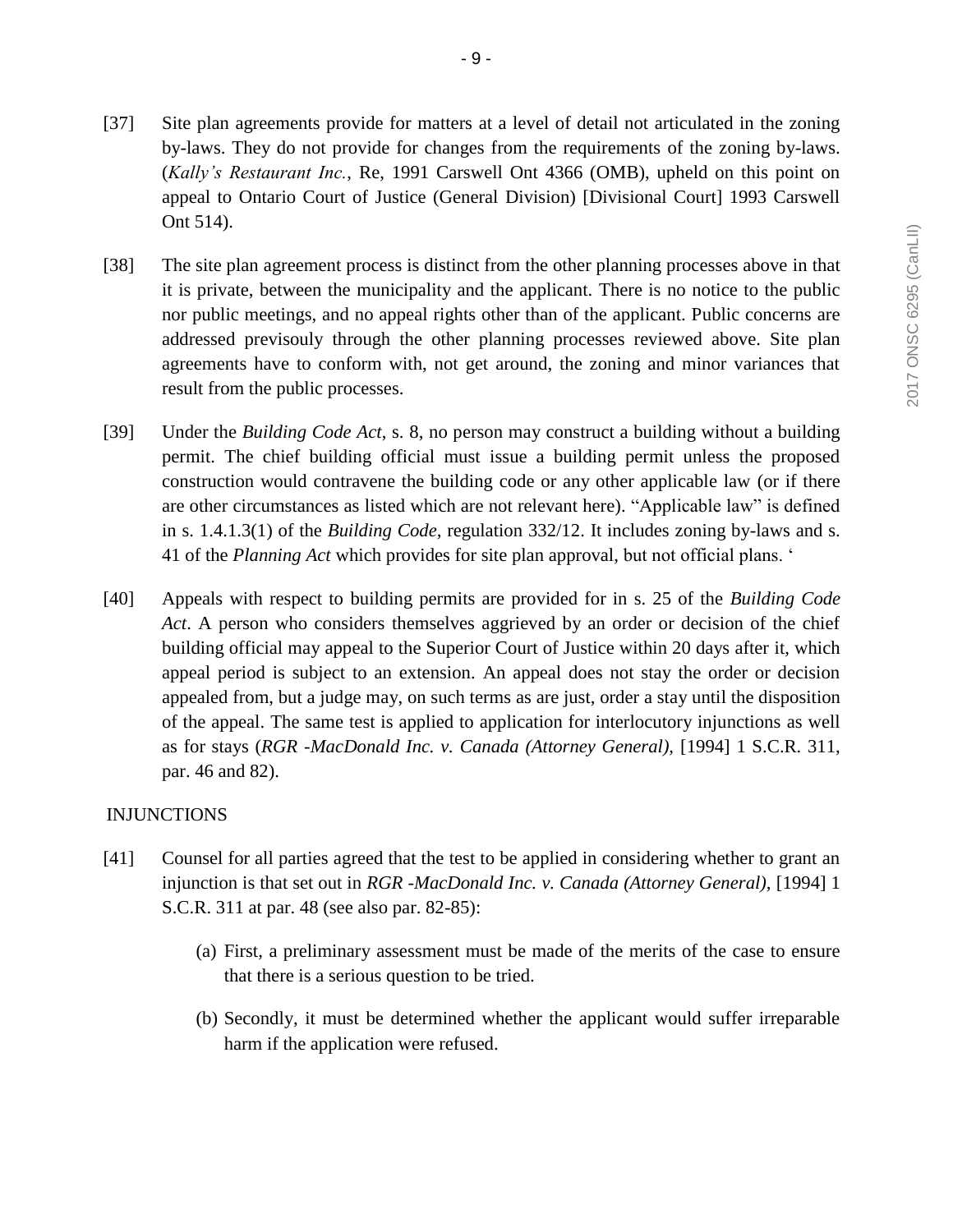[37] Site plan agreements provide for matters at a level of detail not articulated in the zoning by-laws. They do not provide for changes from the requirements of the zoning by-laws. (*Kally's Restaurant Inc.*, Re, 1991 Carswell Ont 4366 (OMB), upheld on this point on appeal to Ontario Court of Justice (General Division) [Divisional Court] 1993 Carswell Ont 514).

[38] The site plan agreement process is distinct from the other planning processes above in that it is private, between the municipality and the applicant. There is no notice to the public nor public meetings, and no appeal rights other than of the applicant. Public concerns are addressed previsouly through the other planning processes reviewed above. Site plan agreements have to conform with, not get around, the zoning and minor variances that result from the public processes.

[39] Under the *Building Code Act*, s. 8, no person may construct a building without a building permit. The chief building official must issue a building permit unless the proposed construction would contravene the building code or any other applicable law (or if there are other circumstances as listed which are not relevant here). "Applicable law" is defined in s. 1.4.1.3(1) of the *Building Code*, regulation 332/12. It includes zoning by-laws and s. 41 of the *Planning Act* which provides for site plan approval, but not official plans. '

[40] Appeals with respect to building permits are provided for in s. 25 of the *Building Code Act*. A person who considers themselves aggrieved by an order or decision of the chief building official may appeal to the Superior Court of Justice within 20 days after it, which appeal period is subject to an extension. An appeal does not stay the order or decision appealed from, but a judge may, on such terms as are just, order a stay until the disposition of the appeal. The same test is applied to application for interlocutory injunctions as well as for stays (*RGR -MacDonald Inc. v. Canada (Attorney General),* [1994] 1 S.C.R. 311, par. 46 and 82).

## INJUNCTIONS

[41] Counsel for all parties agreed that the test to be applied in considering whether to grant an injunction is that set out in *RGR -MacDonald Inc. v. Canada (Attorney General),* [1994] 1 S.C.R. 311 at par. 48 (see also par. 82-85):

(a) First, a preliminary assessment must be made of the merits of the case to ensure that there is a serious question to be tried.

(b) Secondly, it must be determined whether the applicant would suffer irreparable harm if the application were refused.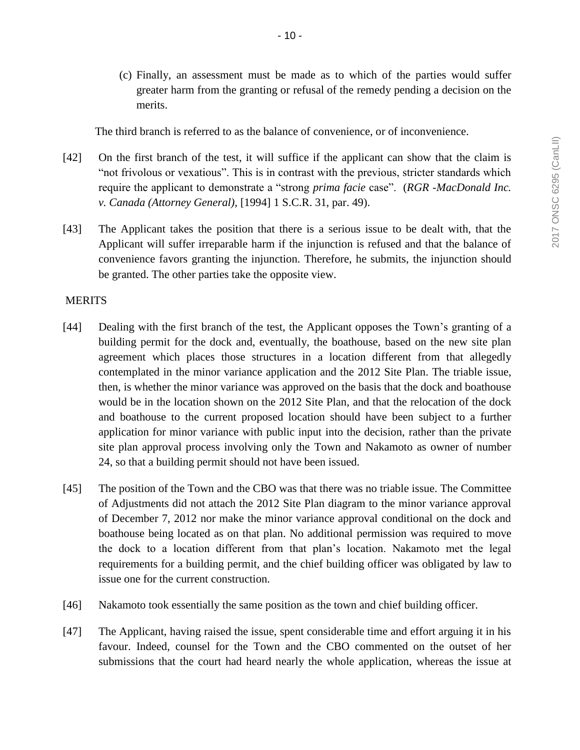(c) Finally, an assessment must be made as to which of the parties would suffer greater harm from the granting or refusal of the remedy pending a decision on the merits.

The third branch is referred to as the balance of convenience, or of inconvenience.

[42] On the first branch of the test, it will suffice if the applicant can show that the claim is "not frivolous or vexatious". This is in contrast with the previous, stricter standards which require the applicant to demonstrate a "strong *prima facie* case". (*RGR -MacDonald Inc. v. Canada (Attorney General)*, [1994] 1 S.C.R. 31, par. 49).

[43] The Applicant takes the position that there is a serious issue to be dealt with, that the Applicant will suffer irreparable harm if the injunction is refused and that the balance of convenience favors granting the injunction. Therefore, he submits, the injunction should be granted. The other parties take the opposite view.

MERITS

[44] Dealing with the first branch of the test, the Applicant opposes the Town's granting of a building permit for the dock and, eventually, the boathouse, based on the new site plan agreement which places those structures in a location different from that allegedly contemplated in the minor variance application and the 2012 Site Plan. The triable issue, then, is whether the minor variance was approved on the basis that the dock and boathouse would be in the location shown on the 2012 Site Plan, and that the relocation of the dock and boathouse to the current proposed location should have been subject to a further application for minor variance with public input into the decision, rather than the private site plan approval process involving only the Town and Nakamoto as owner of number 24, so that a building permit should not have been issued.

[45] The position of the Town and the CBO was that there was no triable issue. The Committee of Adjustments did not attach the 2012 Site Plan diagram to the minor variance approval of December 7, 2012 nor make the minor variance approval conditional on the dock and boathouse being located as on that plan. No additional permission was required to move the dock to a location different from that plan's location. Nakamoto met the legal requirements for a building permit, and the chief building officer was obligated by law to issue one for the current construction.

[46] Nakamoto took essentially the same position as the town and chief building officer.

[47] The Applicant, having raised the issue, spent considerable time and effort arguing it in his favour. Indeed, counsel for the Town and the CBO commented on the outset of her submissions that the court had heard nearly the whole application, whereas the issue at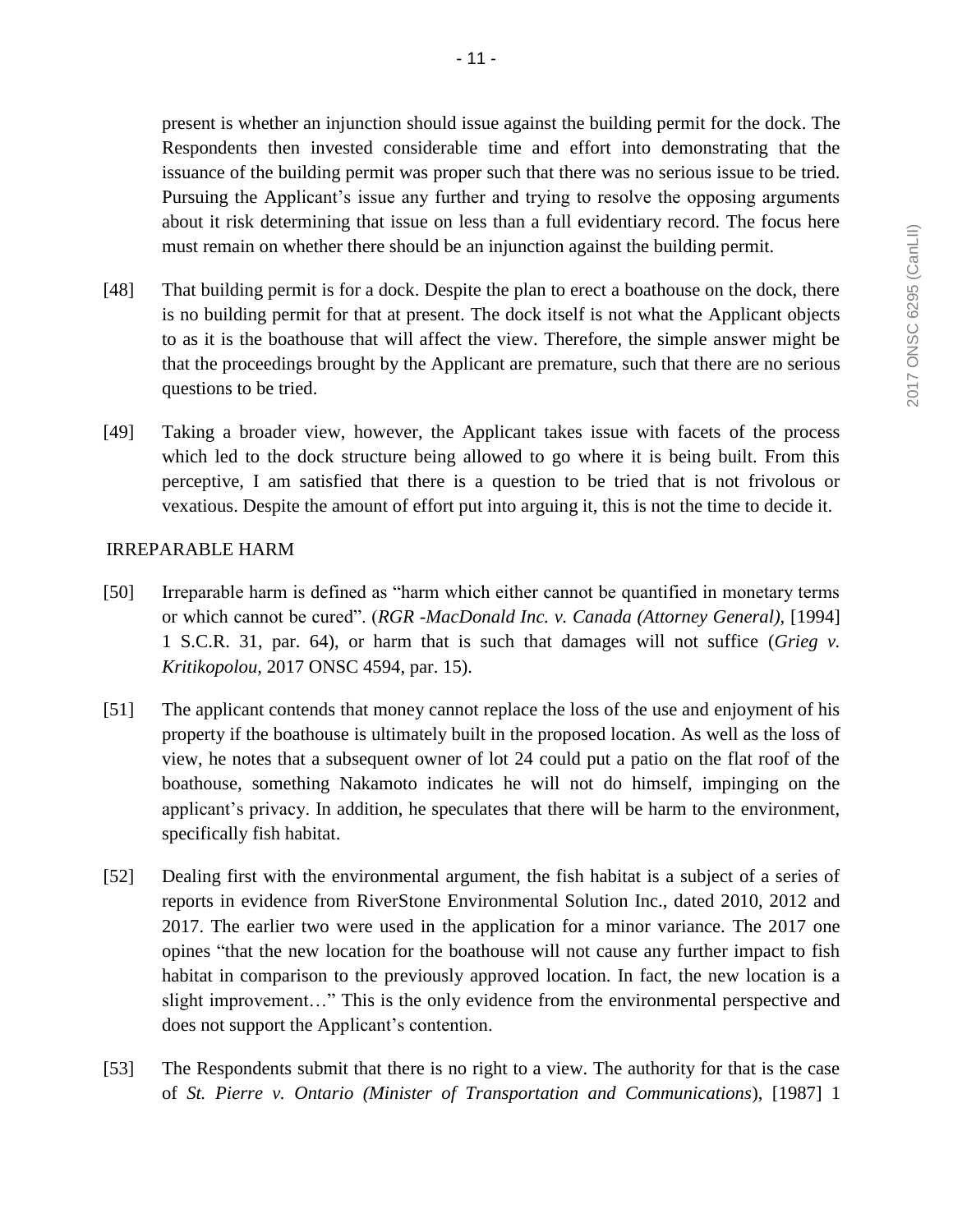present is whether an injunction should issue against the building permit for the dock. The Respondents then invested considerable time and effort into demonstrating that the issuance of the building permit was proper such that there was no serious issue to be tried. Pursuing the Applicant's issue any further and trying to resolve the opposing arguments about it risk determining that issue on less than a full evidentiary record. The focus here must remain on whether there should be an injunction against the building permit.

[48] That building permit is for a dock. Despite the plan to erect a boathouse on the dock, there is no building permit for that at present. The dock itself is not what the Applicant objects to as it is the boathouse that will affect the view. Therefore, the simple answer might be that the proceedings brought by the Applicant are premature, such that there are no serious questions to be tried.

[49] Taking a broader view, however, the Applicant takes issue with facets of the process which led to the dock structure being allowed to go where it is being built. From this perceptive, I am satisfied that there is a question to be tried that is not frivolous or vexatious. Despite the amount of effort put into arguing it, this is not the time to decide it.

IRREPARABLE HARM

[50] Irreparable harm is defined as "harm which either cannot be quantified in monetary terms or which cannot be cured". (*RGR -MacDonald Inc. v. Canada (Attorney General)*, [1994] 1 S.C.R. 31, par. 64), or harm that is such that damages will not suffice (*Grieg v. Kritikopolou*, 2017 ONSC 4594, par. 15).

[51] The applicant contends that money cannot replace the loss of the use and enjoyment of his property if the boathouse is ultimately built in the proposed location. As well as the loss of view, he notes that a subsequent owner of lot 24 could put a patio on the flat roof of the boathouse, something Nakamoto indicates he will not do himself, impinging on the applicant's privacy. In addition, he speculates that there will be harm to the environment, specifically fish habitat.

[52] Dealing first with the environmental argument, the fish habitat is a subject of a series of reports in evidence from RiverStone Environmental Solution Inc., dated 2010, 2012 and 2017. The earlier two were used in the application for a minor variance. The 2017 one opines "that the new location for the boathouse will not cause any further impact to fish habitat in comparison to the previously approved location. In fact, the new location is a slight improvement…" This is the only evidence from the environmental perspective and does not support the Applicant's contention.

[53] The Respondents submit that there is no right to a view. The authority for that is the case of *St. Pierre v. Ontario (Minister of Transportation and Communications*), [1987] 1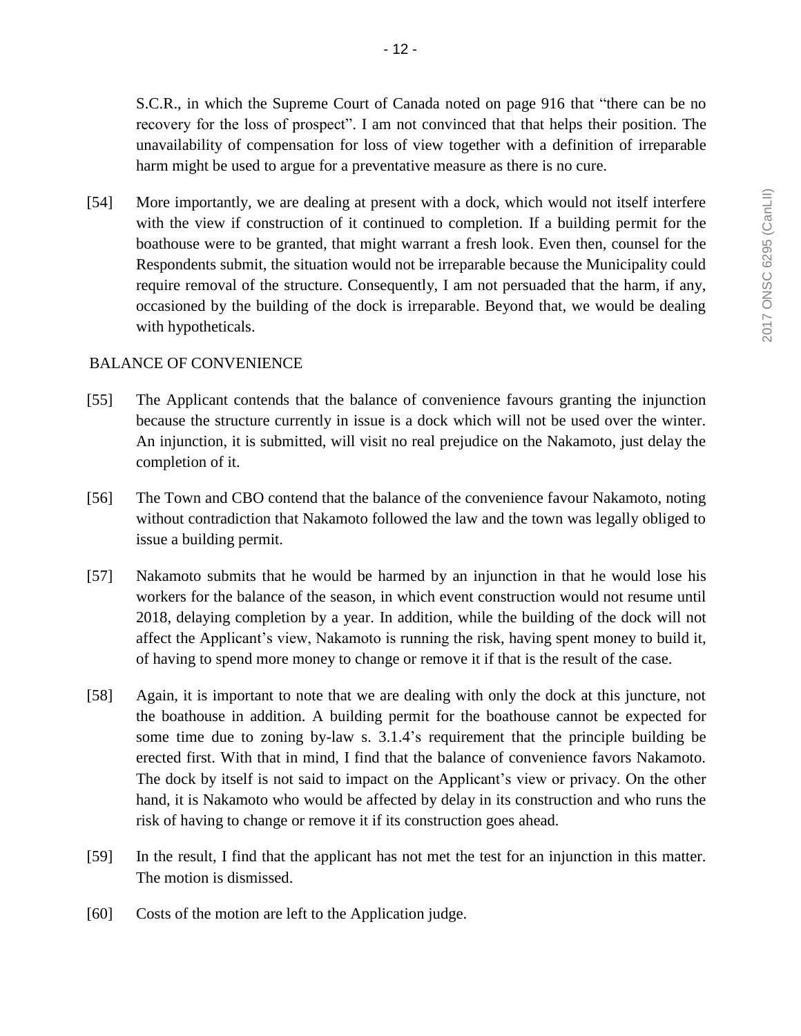S.C.R., in which the Supreme Court of Canada noted on page 916 that "there can be no recovery for the loss of prospect". I am not convinced that that helps their position. The unavailability of compensation for loss of view together with a definition of irreparable harm might be used to argue for a preventative measure as there is no cure.

[54] More importantly, we are dealing at present with a dock, which would not itself interfere with the view if construction of it continued to completion. If a building permit for the boathouse were to be granted, that might warrant a fresh look. Even then, counsel for the Respondents submit, the situation would not be irreparable because the Municipality could require removal of the structure. Consequently, I am not persuaded that the harm, if any, occasioned by the building of the dock is irreparable. Beyond that, we would be dealing with hypotheticals.

BALANCE OF CONVENIENCE

[55] The Applicant contends that the balance of convenience favours granting the injunction because the structure currently in issue is a dock which will not be used over the winter. An injunction, it is submitted, will visit no real prejudice on the Nakamoto, just delay the completion of it.

[56] The Town and CBO contend that the balance of the convenience favour Nakamoto, noting without contradiction that Nakamoto followed the law and the town was legally obliged to issue a building permit.

[57] Nakamoto submits that he would be harmed by an injunction in that he would lose his workers for the balance of the season, in which event construction would not resume until 2018, delaying completion by a year. In addition, while the building of the dock will not affect the Applicant's view, Nakamoto is running the risk, having spent money to build it, of having to spend more money to change or remove it if that is the result of the case.

[58] Again, it is important to note that we are dealing with only the dock at this juncture, not the boathouse in addition. A building permit for the boathouse cannot be expected for some time due to zoning by-law s. 3.1.4's requirement that the principle building be erected first. With that in mind, I find that the balance of convenience favors Nakamoto. The dock by itself is not said to impact on the Applicant's view or privacy. On the other hand, it is Nakamoto who would be affected by delay in its construction and who runs the risk of having to change or remove it if its construction goes ahead.

[59] In the result, I find that the applicant has not met the test for an injunction in this matter. The motion is dismissed.

[60] Costs of the motion are left to the Application judge.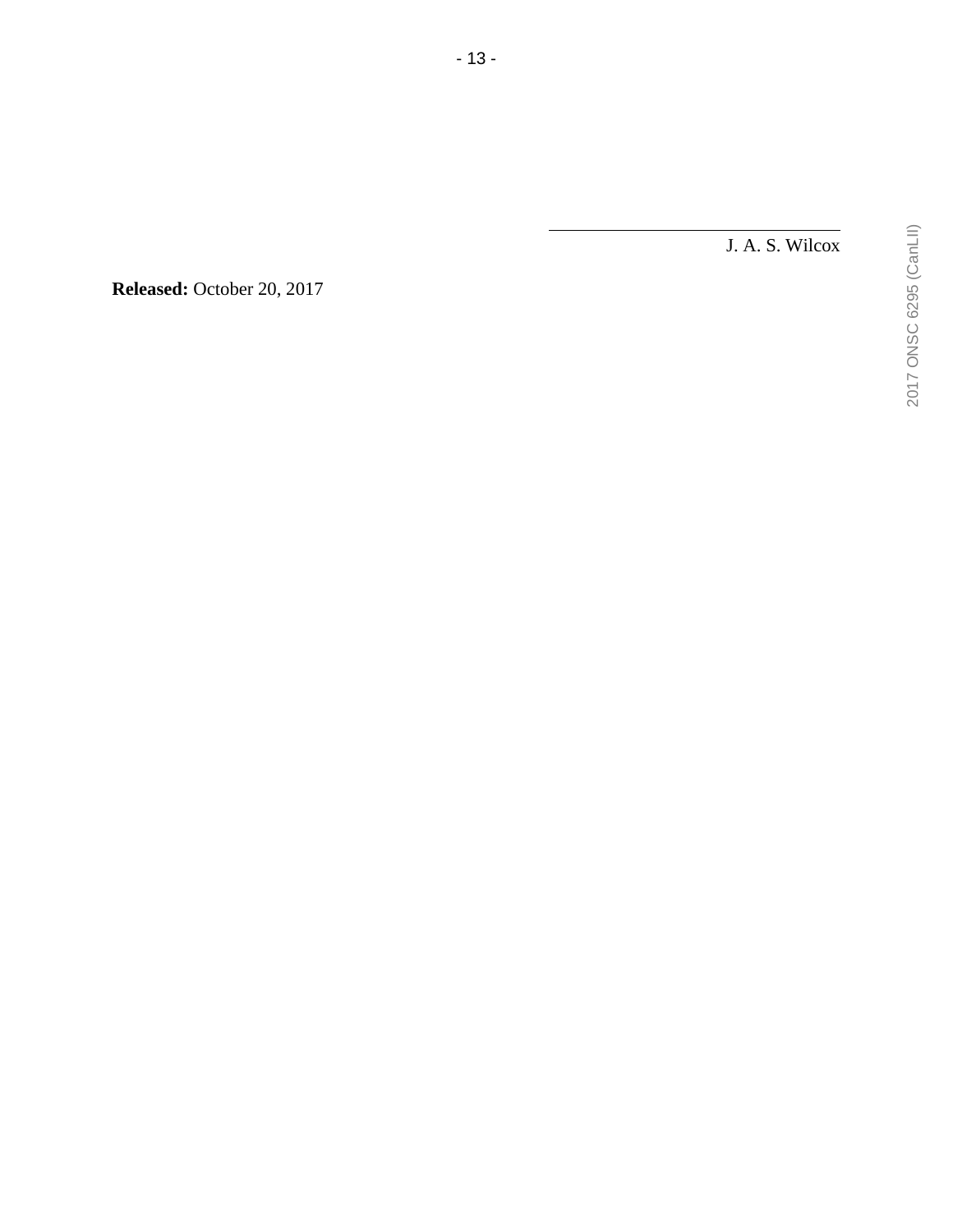___________________________

J. A. S. Wilcox

**Released:** October 20, 2017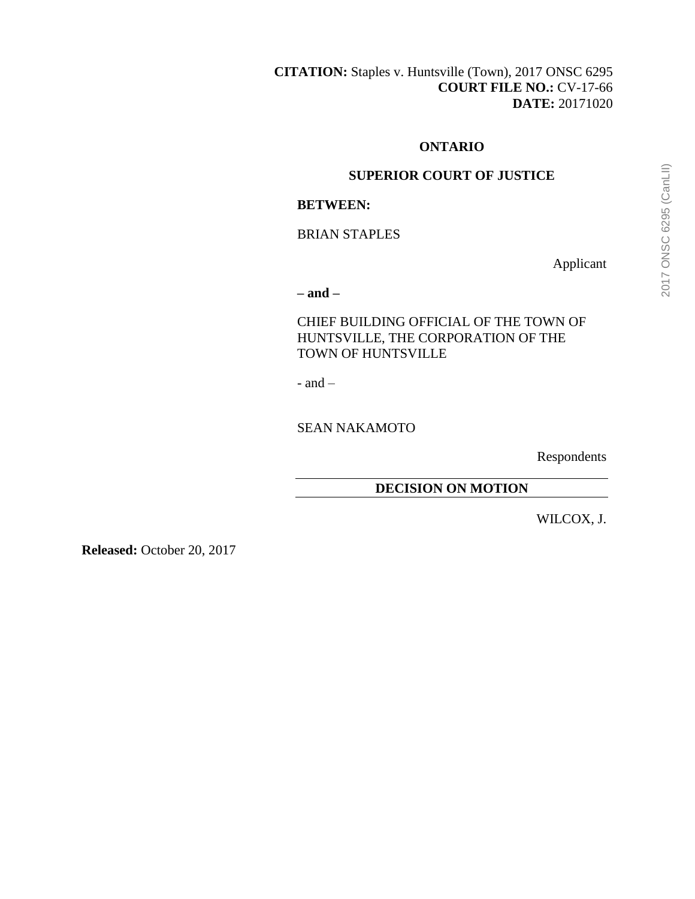**CITATION:** Staples v. Huntsville (Town), 2017 ONSC 6295
**COURT FILE NO.:** CV-17-66
**DATE:** 20171020

**ONTARIO**

**SUPERIOR COURT OF JUSTICE**

**BETWEEN:**

BRIAN STAPLES

Applicant

**– and –**

CHIEF BUILDING OFFICIAL OF THE TOWN OF HUNTSVILLE, THE CORPORATION OF THE TOWN OF HUNTSVILLE

- and –

SEAN NAKAMOTO

Respondents

**DECISION ON MOTION**

WILCOX, J.

**Released:** October 20, 2017